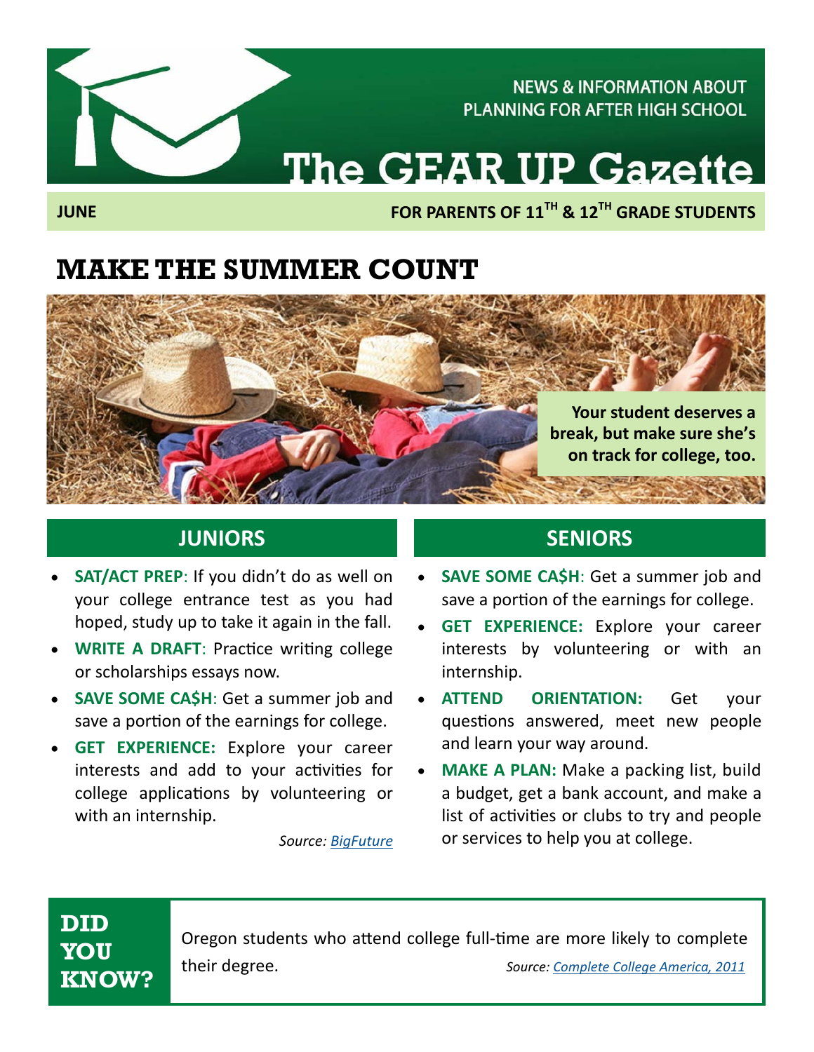NEWS & INFORMATION ABOUT PLANNING FOR AFTER HIGH SCHOOL

# The GEAR UP Gazette

**JUNE** — **FOR PARENTS OF 11TH & 12TH GRADE STUDENTS**

## MAKE THE SUMMER COUNT

**Your student deserves a break, but make sure she's on track for college, too.**

### JUNIORS

- **SAT/ACT PREP**: If you didn't do as well on your college entrance test as you had hoped, study up to take it again in the fall.
- **WRITE A DRAFT**: Practice writing college or scholarships essays now.
- **SAVE SOME CA$H**: Get a summer job and save a portion of the earnings for college.
- **GET EXPERIENCE:** Explore your career interests and add to your activities for college applications by volunteering or with an internship.

*Source: BigFuture*

### SENIORS

- **SAVE SOME CA$H**: Get a summer job and save a portion of the earnings for college.
- **GET EXPERIENCE:** Explore your career interests by volunteering or with an internship.
- **ATTEND ORIENTATION:** Get your questions answered, meet new people and learn your way around.
- **MAKE A PLAN:** Make a packing list, build a budget, get a bank account, and make a list of activities or clubs to try and people or services to help you at college.

### DID YOU KNOW?

Oregon students who attend college full-time are more likely to complete their degree.

*Source: Complete College America, 2011*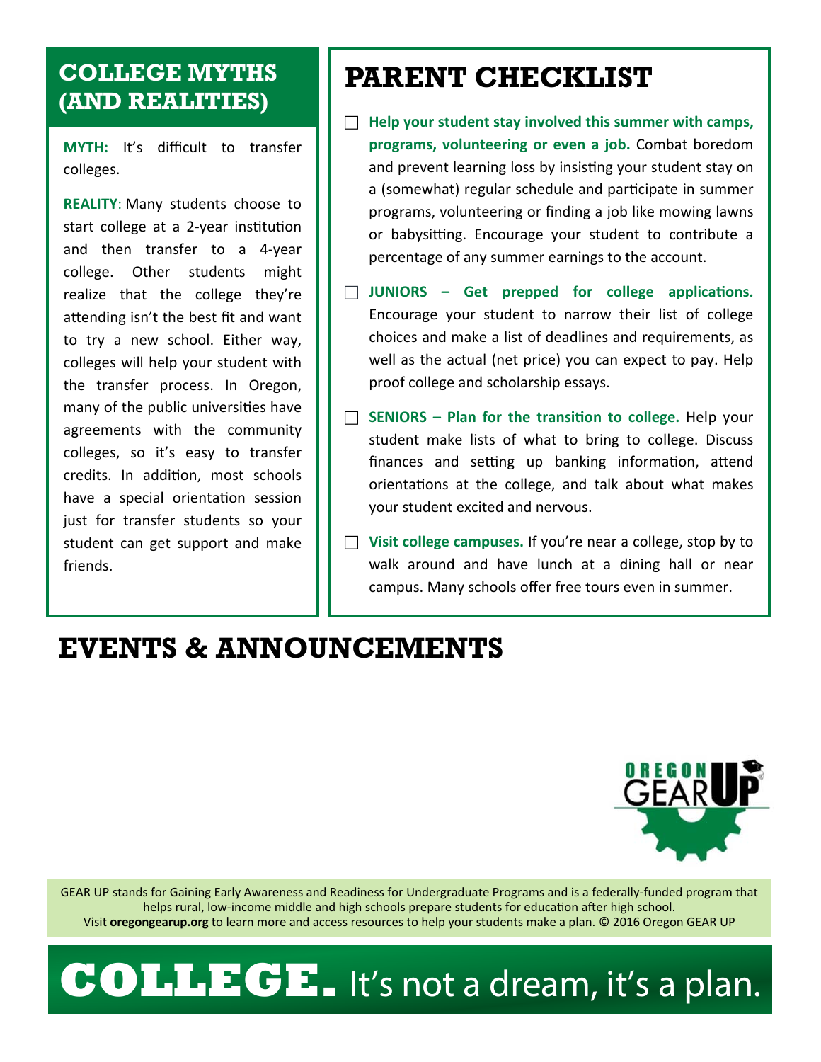## COLLEGE MYTHS (AND REALITIES)

**MYTH:** It's difficult to transfer colleges.

**REALITY:** Many students choose to start college at a 2-year institution and then transfer to a 4-year college. Other students might realize that the college they're attending isn't the best fit and want to try a new school. Either way, colleges will help your student with the transfer process. In Oregon, many of the public universities have agreements with the community colleges, so it's easy to transfer credits. In addition, most schools have a special orientation session just for transfer students so your student can get support and make friends.

## PARENT CHECKLIST

- [ ] **Help your student stay involved this summer with camps, programs, volunteering or even a job.** Combat boredom and prevent learning loss by insisting your student stay on a (somewhat) regular schedule and participate in summer programs, volunteering or finding a job like mowing lawns or babysitting. Encourage your student to contribute a percentage of any summer earnings to the account.
- [ ] **JUNIORS – Get prepped for college applications.** Encourage your student to narrow their list of college choices and make a list of deadlines and requirements, as well as the actual (net price) you can expect to pay. Help proof college and scholarship essays.
- [ ] **SENIORS – Plan for the transition to college.** Help your student make lists of what to bring to college. Discuss finances and setting up banking information, attend orientations at the college, and talk about what makes your student excited and nervous.
- [ ] **Visit college campuses.** If you're near a college, stop by to walk around and have lunch at a dining hall or near campus. Many schools offer free tours even in summer.

## EVENTS & ANNOUNCEMENTS

OREGON GEAR UP

GEAR UP stands for Gaining Early Awareness and Readiness for Undergraduate Programs and is a federally-funded program that helps rural, low-income middle and high schools prepare students for education after high school. Visit **oregongearup.org** to learn more and access resources to help your students make a plan. © 2016 Oregon GEAR UP

**COLLEGE.** It's not a dream, it's a plan.